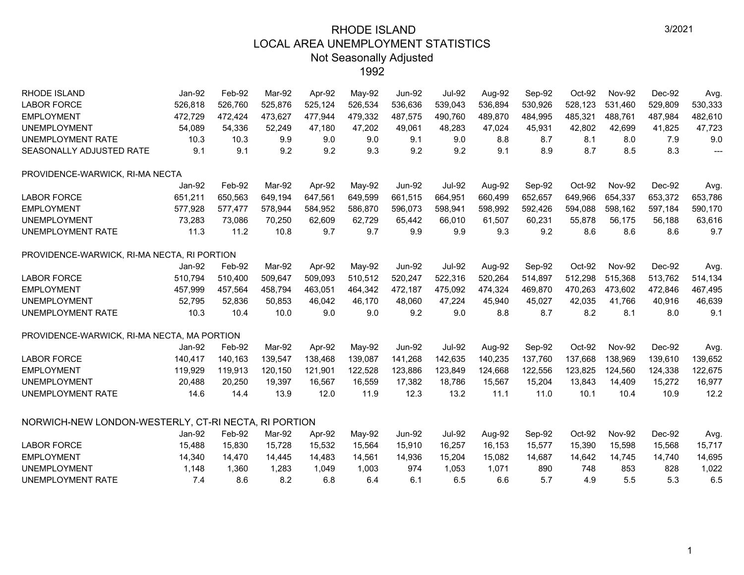# RHODE ISLAND
## LOCAL AREA UNEMPLOYMENT STATISTICS
### Not Seasonally Adjusted
### 1992

3/2021

| RHODE ISLAND | Jan-92 | Feb-92 | Mar-92 | Apr-92 | May-92 | Jun-92 | Jul-92 | Aug-92 | Sep-92 | Oct-92 | Nov-92 | Dec-92 | Avg. |
|---|---|---|---|---|---|---|---|---|---|---|---|---|---|
| LABOR FORCE | 526,818 | 526,760 | 525,876 | 525,124 | 526,534 | 536,636 | 539,043 | 536,894 | 530,926 | 528,123 | 531,460 | 529,809 | 530,333 |
| EMPLOYMENT | 472,729 | 472,424 | 473,627 | 477,944 | 479,332 | 487,575 | 490,760 | 489,870 | 484,995 | 485,321 | 488,761 | 487,984 | 482,610 |
| UNEMPLOYMENT | 54,089 | 54,336 | 52,249 | 47,180 | 47,202 | 49,061 | 48,283 | 47,024 | 45,931 | 42,802 | 42,699 | 41,825 | 47,723 |
| UNEMPLOYMENT RATE | 10.3 | 10.3 | 9.9 | 9.0 | 9.0 | 9.1 | 9.0 | 8.8 | 8.7 | 8.1 | 8.0 | 7.9 | 9.0 |
| SEASONALLY ADJUSTED RATE | 9.1 | 9.1 | 9.2 | 9.2 | 9.3 | 9.2 | 9.2 | 9.1 | 8.9 | 8.7 | 8.5 | 8.3 | --- |

PROVIDENCE-WARWICK, RI-MA NECTA

| | Jan-92 | Feb-92 | Mar-92 | Apr-92 | May-92 | Jun-92 | Jul-92 | Aug-92 | Sep-92 | Oct-92 | Nov-92 | Dec-92 | Avg. |
|---|---|---|---|---|---|---|---|---|---|---|---|---|---|
| LABOR FORCE | 651,211 | 650,563 | 649,194 | 647,561 | 649,599 | 661,515 | 664,951 | 660,499 | 652,657 | 649,966 | 654,337 | 653,372 | 653,786 |
| EMPLOYMENT | 577,928 | 577,477 | 578,944 | 584,952 | 586,870 | 596,073 | 598,941 | 598,992 | 592,426 | 594,088 | 598,162 | 597,184 | 590,170 |
| UNEMPLOYMENT | 73,283 | 73,086 | 70,250 | 62,609 | 62,729 | 65,442 | 66,010 | 61,507 | 60,231 | 55,878 | 56,175 | 56,188 | 63,616 |
| UNEMPLOYMENT RATE | 11.3 | 11.2 | 10.8 | 9.7 | 9.7 | 9.9 | 9.9 | 9.3 | 9.2 | 8.6 | 8.6 | 8.6 | 9.7 |

PROVIDENCE-WARWICK, RI-MA NECTA, RI PORTION

| | Jan-92 | Feb-92 | Mar-92 | Apr-92 | May-92 | Jun-92 | Jul-92 | Aug-92 | Sep-92 | Oct-92 | Nov-92 | Dec-92 | Avg. |
|---|---|---|---|---|---|---|---|---|---|---|---|---|---|
| LABOR FORCE | 510,794 | 510,400 | 509,647 | 509,093 | 510,512 | 520,247 | 522,316 | 520,264 | 514,897 | 512,298 | 515,368 | 513,762 | 514,134 |
| EMPLOYMENT | 457,999 | 457,564 | 458,794 | 463,051 | 464,342 | 472,187 | 475,092 | 474,324 | 469,870 | 470,263 | 473,602 | 472,846 | 467,495 |
| UNEMPLOYMENT | 52,795 | 52,836 | 50,853 | 46,042 | 46,170 | 48,060 | 47,224 | 45,940 | 45,027 | 42,035 | 41,766 | 40,916 | 46,639 |
| UNEMPLOYMENT RATE | 10.3 | 10.4 | 10.0 | 9.0 | 9.0 | 9.2 | 9.0 | 8.8 | 8.7 | 8.2 | 8.1 | 8.0 | 9.1 |

PROVIDENCE-WARWICK, RI-MA NECTA, MA PORTION

| | Jan-92 | Feb-92 | Mar-92 | Apr-92 | May-92 | Jun-92 | Jul-92 | Aug-92 | Sep-92 | Oct-92 | Nov-92 | Dec-92 | Avg. |
|---|---|---|---|---|---|---|---|---|---|---|---|---|---|
| LABOR FORCE | 140,417 | 140,163 | 139,547 | 138,468 | 139,087 | 141,268 | 142,635 | 140,235 | 137,760 | 137,668 | 138,969 | 139,610 | 139,652 |
| EMPLOYMENT | 119,929 | 119,913 | 120,150 | 121,901 | 122,528 | 123,886 | 123,849 | 124,668 | 122,556 | 123,825 | 124,560 | 124,338 | 122,675 |
| UNEMPLOYMENT | 20,488 | 20,250 | 19,397 | 16,567 | 16,559 | 17,382 | 18,786 | 15,567 | 15,204 | 13,843 | 14,409 | 15,272 | 16,977 |
| UNEMPLOYMENT RATE | 14.6 | 14.4 | 13.9 | 12.0 | 11.9 | 12.3 | 13.2 | 11.1 | 11.0 | 10.1 | 10.4 | 10.9 | 12.2 |

NORWICH-NEW LONDON-WESTERLY, CT-RI NECTA, RI PORTION

| | Jan-92 | Feb-92 | Mar-92 | Apr-92 | May-92 | Jun-92 | Jul-92 | Aug-92 | Sep-92 | Oct-92 | Nov-92 | Dec-92 | Avg. |
|---|---|---|---|---|---|---|---|---|---|---|---|---|---|
| LABOR FORCE | 15,488 | 15,830 | 15,728 | 15,532 | 15,564 | 15,910 | 16,257 | 16,153 | 15,577 | 15,390 | 15,598 | 15,568 | 15,717 |
| EMPLOYMENT | 14,340 | 14,470 | 14,445 | 14,483 | 14,561 | 14,936 | 15,204 | 15,082 | 14,687 | 14,642 | 14,745 | 14,740 | 14,695 |
| UNEMPLOYMENT | 1,148 | 1,360 | 1,283 | 1,049 | 1,003 | 974 | 1,053 | 1,071 | 890 | 748 | 853 | 828 | 1,022 |
| UNEMPLOYMENT RATE | 7.4 | 8.6 | 8.2 | 6.8 | 6.4 | 6.1 | 6.5 | 6.6 | 5.7 | 4.9 | 5.5 | 5.3 | 6.5 |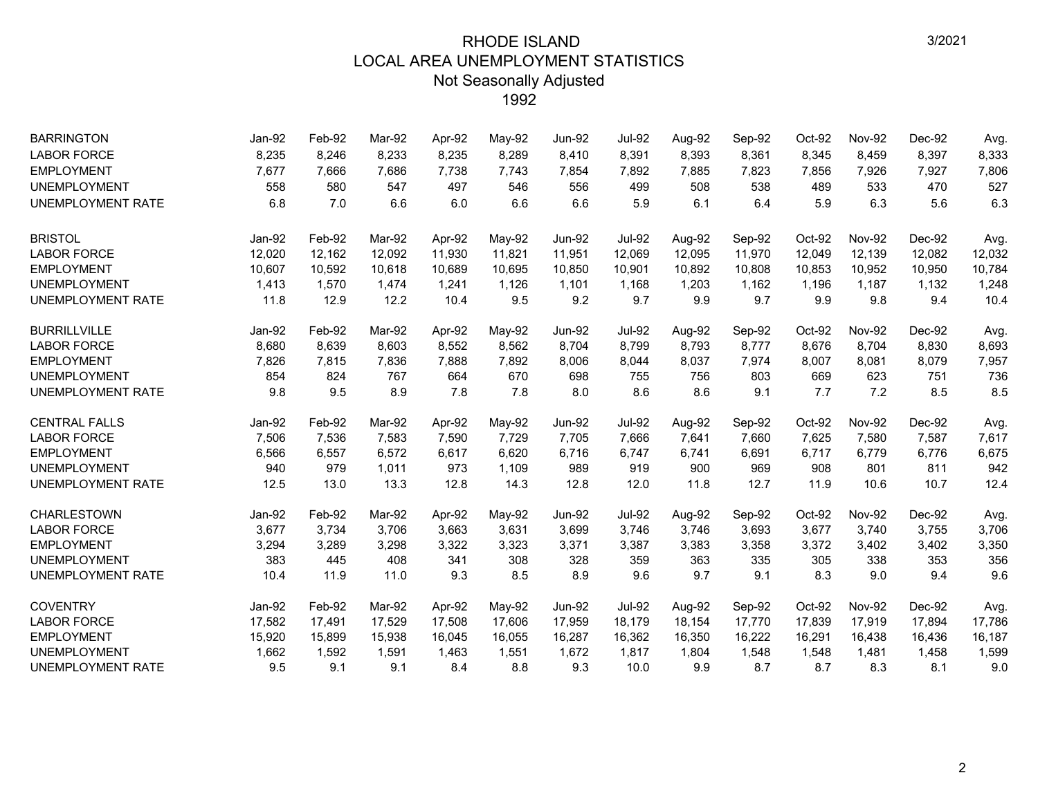# RHODE ISLAND
## LOCAL AREA UNEMPLOYMENT STATISTICS
### Not Seasonally Adjusted
### 1992

3/2021

| BARRINGTON | Jan-92 | Feb-92 | Mar-92 | Apr-92 | May-92 | Jun-92 | Jul-92 | Aug-92 | Sep-92 | Oct-92 | Nov-92 | Dec-92 | Avg. |
|---|---|---|---|---|---|---|---|---|---|---|---|---|---|
| LABOR FORCE | 8,235 | 8,246 | 8,233 | 8,235 | 8,289 | 8,410 | 8,391 | 8,393 | 8,361 | 8,345 | 8,459 | 8,397 | 8,333 |
| EMPLOYMENT | 7,677 | 7,666 | 7,686 | 7,738 | 7,743 | 7,854 | 7,892 | 7,885 | 7,823 | 7,856 | 7,926 | 7,927 | 7,806 |
| UNEMPLOYMENT | 558 | 580 | 547 | 497 | 546 | 556 | 499 | 508 | 538 | 489 | 533 | 470 | 527 |
| UNEMPLOYMENT RATE | 6.8 | 7.0 | 6.6 | 6.0 | 6.6 | 6.6 | 5.9 | 6.1 | 6.4 | 5.9 | 6.3 | 5.6 | 6.3 |

| BRISTOL | Jan-92 | Feb-92 | Mar-92 | Apr-92 | May-92 | Jun-92 | Jul-92 | Aug-92 | Sep-92 | Oct-92 | Nov-92 | Dec-92 | Avg. |
|---|---|---|---|---|---|---|---|---|---|---|---|---|---|
| LABOR FORCE | 12,020 | 12,162 | 12,092 | 11,930 | 11,821 | 11,951 | 12,069 | 12,095 | 11,970 | 12,049 | 12,139 | 12,082 | 12,032 |
| EMPLOYMENT | 10,607 | 10,592 | 10,618 | 10,689 | 10,695 | 10,850 | 10,901 | 10,892 | 10,808 | 10,853 | 10,952 | 10,950 | 10,784 |
| UNEMPLOYMENT | 1,413 | 1,570 | 1,474 | 1,241 | 1,126 | 1,101 | 1,168 | 1,203 | 1,162 | 1,196 | 1,187 | 1,132 | 1,248 |
| UNEMPLOYMENT RATE | 11.8 | 12.9 | 12.2 | 10.4 | 9.5 | 9.2 | 9.7 | 9.9 | 9.7 | 9.9 | 9.8 | 9.4 | 10.4 |

| BURRILLVILLE | Jan-92 | Feb-92 | Mar-92 | Apr-92 | May-92 | Jun-92 | Jul-92 | Aug-92 | Sep-92 | Oct-92 | Nov-92 | Dec-92 | Avg. |
|---|---|---|---|---|---|---|---|---|---|---|---|---|---|
| LABOR FORCE | 8,680 | 8,639 | 8,603 | 8,552 | 8,562 | 8,704 | 8,799 | 8,793 | 8,777 | 8,676 | 8,704 | 8,830 | 8,693 |
| EMPLOYMENT | 7,826 | 7,815 | 7,836 | 7,888 | 7,892 | 8,006 | 8,044 | 8,037 | 7,974 | 8,007 | 8,081 | 8,079 | 7,957 |
| UNEMPLOYMENT | 854 | 824 | 767 | 664 | 670 | 698 | 755 | 756 | 803 | 669 | 623 | 751 | 736 |
| UNEMPLOYMENT RATE | 9.8 | 9.5 | 8.9 | 7.8 | 7.8 | 8.0 | 8.6 | 8.6 | 9.1 | 7.7 | 7.2 | 8.5 | 8.5 |

| CENTRAL FALLS | Jan-92 | Feb-92 | Mar-92 | Apr-92 | May-92 | Jun-92 | Jul-92 | Aug-92 | Sep-92 | Oct-92 | Nov-92 | Dec-92 | Avg. |
|---|---|---|---|---|---|---|---|---|---|---|---|---|---|
| LABOR FORCE | 7,506 | 7,536 | 7,583 | 7,590 | 7,729 | 7,705 | 7,666 | 7,641 | 7,660 | 7,625 | 7,580 | 7,587 | 7,617 |
| EMPLOYMENT | 6,566 | 6,557 | 6,572 | 6,617 | 6,620 | 6,716 | 6,747 | 6,741 | 6,691 | 6,717 | 6,779 | 6,776 | 6,675 |
| UNEMPLOYMENT | 940 | 979 | 1,011 | 973 | 1,109 | 989 | 919 | 900 | 969 | 908 | 801 | 811 | 942 |
| UNEMPLOYMENT RATE | 12.5 | 13.0 | 13.3 | 12.8 | 14.3 | 12.8 | 12.0 | 11.8 | 12.7 | 11.9 | 10.6 | 10.7 | 12.4 |

| CHARLESTOWN | Jan-92 | Feb-92 | Mar-92 | Apr-92 | May-92 | Jun-92 | Jul-92 | Aug-92 | Sep-92 | Oct-92 | Nov-92 | Dec-92 | Avg. |
|---|---|---|---|---|---|---|---|---|---|---|---|---|---|
| LABOR FORCE | 3,677 | 3,734 | 3,706 | 3,663 | 3,631 | 3,699 | 3,746 | 3,746 | 3,693 | 3,677 | 3,740 | 3,755 | 3,706 |
| EMPLOYMENT | 3,294 | 3,289 | 3,298 | 3,322 | 3,323 | 3,371 | 3,387 | 3,383 | 3,358 | 3,372 | 3,402 | 3,402 | 3,350 |
| UNEMPLOYMENT | 383 | 445 | 408 | 341 | 308 | 328 | 359 | 363 | 335 | 305 | 338 | 353 | 356 |
| UNEMPLOYMENT RATE | 10.4 | 11.9 | 11.0 | 9.3 | 8.5 | 8.9 | 9.6 | 9.7 | 9.1 | 8.3 | 9.0 | 9.4 | 9.6 |

| COVENTRY | Jan-92 | Feb-92 | Mar-92 | Apr-92 | May-92 | Jun-92 | Jul-92 | Aug-92 | Sep-92 | Oct-92 | Nov-92 | Dec-92 | Avg. |
|---|---|---|---|---|---|---|---|---|---|---|---|---|---|
| LABOR FORCE | 17,582 | 17,491 | 17,529 | 17,508 | 17,606 | 17,959 | 18,179 | 18,154 | 17,770 | 17,839 | 17,919 | 17,894 | 17,786 |
| EMPLOYMENT | 15,920 | 15,899 | 15,938 | 16,045 | 16,055 | 16,287 | 16,362 | 16,350 | 16,222 | 16,291 | 16,438 | 16,436 | 16,187 |
| UNEMPLOYMENT | 1,662 | 1,592 | 1,591 | 1,463 | 1,551 | 1,672 | 1,817 | 1,804 | 1,548 | 1,548 | 1,481 | 1,458 | 1,599 |
| UNEMPLOYMENT RATE | 9.5 | 9.1 | 9.1 | 8.4 | 8.8 | 9.3 | 10.0 | 9.9 | 8.7 | 8.7 | 8.3 | 8.1 | 9.0 |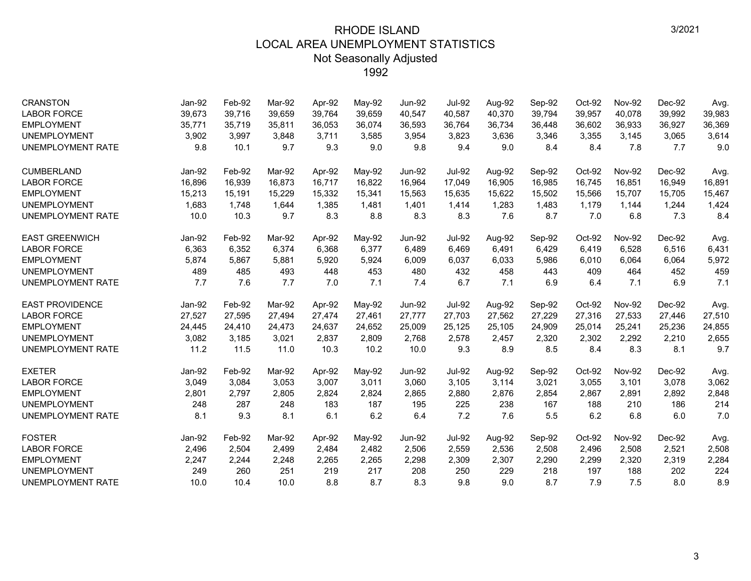# RHODE ISLAND
## LOCAL AREA UNEMPLOYMENT STATISTICS
### Not Seasonally Adjusted
### 1992

| CRANSTON | Jan-92 | Feb-92 | Mar-92 | Apr-92 | May-92 | Jun-92 | Jul-92 | Aug-92 | Sep-92 | Oct-92 | Nov-92 | Dec-92 | Avg. |
|---|---|---|---|---|---|---|---|---|---|---|---|---|---|
| LABOR FORCE | 39,673 | 39,716 | 39,659 | 39,764 | 39,659 | 40,547 | 40,587 | 40,370 | 39,794 | 39,957 | 40,078 | 39,992 | 39,983 |
| EMPLOYMENT | 35,771 | 35,719 | 35,811 | 36,053 | 36,074 | 36,593 | 36,764 | 36,734 | 36,448 | 36,602 | 36,933 | 36,927 | 36,369 |
| UNEMPLOYMENT | 3,902 | 3,997 | 3,848 | 3,711 | 3,585 | 3,954 | 3,823 | 3,636 | 3,346 | 3,355 | 3,145 | 3,065 | 3,614 |
| UNEMPLOYMENT RATE | 9.8 | 10.1 | 9.7 | 9.3 | 9.0 | 9.8 | 9.4 | 9.0 | 8.4 | 8.4 | 7.8 | 7.7 | 9.0 |

| CUMBERLAND | Jan-92 | Feb-92 | Mar-92 | Apr-92 | May-92 | Jun-92 | Jul-92 | Aug-92 | Sep-92 | Oct-92 | Nov-92 | Dec-92 | Avg. |
|---|---|---|---|---|---|---|---|---|---|---|---|---|---|
| LABOR FORCE | 16,896 | 16,939 | 16,873 | 16,717 | 16,822 | 16,964 | 17,049 | 16,905 | 16,985 | 16,745 | 16,851 | 16,949 | 16,891 |
| EMPLOYMENT | 15,213 | 15,191 | 15,229 | 15,332 | 15,341 | 15,563 | 15,635 | 15,622 | 15,502 | 15,566 | 15,707 | 15,705 | 15,467 |
| UNEMPLOYMENT | 1,683 | 1,748 | 1,644 | 1,385 | 1,481 | 1,401 | 1,414 | 1,283 | 1,483 | 1,179 | 1,144 | 1,244 | 1,424 |
| UNEMPLOYMENT RATE | 10.0 | 10.3 | 9.7 | 8.3 | 8.8 | 8.3 | 8.3 | 7.6 | 8.7 | 7.0 | 6.8 | 7.3 | 8.4 |

| EAST GREENWICH | Jan-92 | Feb-92 | Mar-92 | Apr-92 | May-92 | Jun-92 | Jul-92 | Aug-92 | Sep-92 | Oct-92 | Nov-92 | Dec-92 | Avg. |
|---|---|---|---|---|---|---|---|---|---|---|---|---|---|
| LABOR FORCE | 6,363 | 6,352 | 6,374 | 6,368 | 6,377 | 6,489 | 6,469 | 6,491 | 6,429 | 6,419 | 6,528 | 6,516 | 6,431 |
| EMPLOYMENT | 5,874 | 5,867 | 5,881 | 5,920 | 5,924 | 6,009 | 6,037 | 6,033 | 5,986 | 6,010 | 6,064 | 6,064 | 5,972 |
| UNEMPLOYMENT | 489 | 485 | 493 | 448 | 453 | 480 | 432 | 458 | 443 | 409 | 464 | 452 | 459 |
| UNEMPLOYMENT RATE | 7.7 | 7.6 | 7.7 | 7.0 | 7.1 | 7.4 | 6.7 | 7.1 | 6.9 | 6.4 | 7.1 | 6.9 | 7.1 |

| EAST PROVIDENCE | Jan-92 | Feb-92 | Mar-92 | Apr-92 | May-92 | Jun-92 | Jul-92 | Aug-92 | Sep-92 | Oct-92 | Nov-92 | Dec-92 | Avg. |
|---|---|---|---|---|---|---|---|---|---|---|---|---|---|
| LABOR FORCE | 27,527 | 27,595 | 27,494 | 27,474 | 27,461 | 27,777 | 27,703 | 27,562 | 27,229 | 27,316 | 27,533 | 27,446 | 27,510 |
| EMPLOYMENT | 24,445 | 24,410 | 24,473 | 24,637 | 24,652 | 25,009 | 25,125 | 25,105 | 24,909 | 25,014 | 25,241 | 25,236 | 24,855 |
| UNEMPLOYMENT | 3,082 | 3,185 | 3,021 | 2,837 | 2,809 | 2,768 | 2,578 | 2,457 | 2,320 | 2,302 | 2,292 | 2,210 | 2,655 |
| UNEMPLOYMENT RATE | 11.2 | 11.5 | 11.0 | 10.3 | 10.2 | 10.0 | 9.3 | 8.9 | 8.5 | 8.4 | 8.3 | 8.1 | 9.7 |

| EXETER | Jan-92 | Feb-92 | Mar-92 | Apr-92 | May-92 | Jun-92 | Jul-92 | Aug-92 | Sep-92 | Oct-92 | Nov-92 | Dec-92 | Avg. |
|---|---|---|---|---|---|---|---|---|---|---|---|---|---|
| LABOR FORCE | 3,049 | 3,084 | 3,053 | 3,007 | 3,011 | 3,060 | 3,105 | 3,114 | 3,021 | 3,055 | 3,101 | 3,078 | 3,062 |
| EMPLOYMENT | 2,801 | 2,797 | 2,805 | 2,824 | 2,824 | 2,865 | 2,880 | 2,876 | 2,854 | 2,867 | 2,891 | 2,892 | 2,848 |
| UNEMPLOYMENT | 248 | 287 | 248 | 183 | 187 | 195 | 225 | 238 | 167 | 188 | 210 | 186 | 214 |
| UNEMPLOYMENT RATE | 8.1 | 9.3 | 8.1 | 6.1 | 6.2 | 6.4 | 7.2 | 7.6 | 5.5 | 6.2 | 6.8 | 6.0 | 7.0 |

| FOSTER | Jan-92 | Feb-92 | Mar-92 | Apr-92 | May-92 | Jun-92 | Jul-92 | Aug-92 | Sep-92 | Oct-92 | Nov-92 | Dec-92 | Avg. |
|---|---|---|---|---|---|---|---|---|---|---|---|---|---|
| LABOR FORCE | 2,496 | 2,504 | 2,499 | 2,484 | 2,482 | 2,506 | 2,559 | 2,536 | 2,508 | 2,496 | 2,508 | 2,521 | 2,508 |
| EMPLOYMENT | 2,247 | 2,244 | 2,248 | 2,265 | 2,265 | 2,298 | 2,309 | 2,307 | 2,290 | 2,299 | 2,320 | 2,319 | 2,284 |
| UNEMPLOYMENT | 249 | 260 | 251 | 219 | 217 | 208 | 250 | 229 | 218 | 197 | 188 | 202 | 224 |
| UNEMPLOYMENT RATE | 10.0 | 10.4 | 10.0 | 8.8 | 8.7 | 8.3 | 9.8 | 9.0 | 8.7 | 7.9 | 7.5 | 8.0 | 8.9 |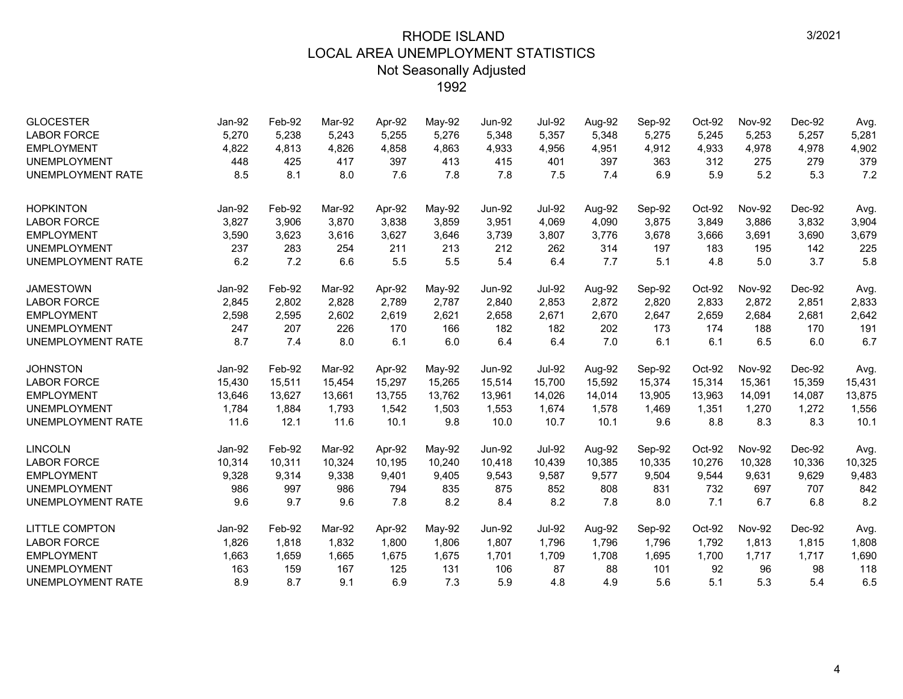# RHODE ISLAND
## LOCAL AREA UNEMPLOYMENT STATISTICS
### Not Seasonally Adjusted
### 1992

3/2021

| GLOCESTER | Jan-92 | Feb-92 | Mar-92 | Apr-92 | May-92 | Jun-92 | Jul-92 | Aug-92 | Sep-92 | Oct-92 | Nov-92 | Dec-92 | Avg. |
|---|---|---|---|---|---|---|---|---|---|---|---|---|---|
| LABOR FORCE | 5,270 | 5,238 | 5,243 | 5,255 | 5,276 | 5,348 | 5,357 | 5,348 | 5,275 | 5,245 | 5,253 | 5,257 | 5,281 |
| EMPLOYMENT | 4,822 | 4,813 | 4,826 | 4,858 | 4,863 | 4,933 | 4,956 | 4,951 | 4,912 | 4,933 | 4,978 | 4,978 | 4,902 |
| UNEMPLOYMENT | 448 | 425 | 417 | 397 | 413 | 415 | 401 | 397 | 363 | 312 | 275 | 279 | 379 |
| UNEMPLOYMENT RATE | 8.5 | 8.1 | 8.0 | 7.6 | 7.8 | 7.8 | 7.5 | 7.4 | 6.9 | 5.9 | 5.2 | 5.3 | 7.2 |

| HOPKINTON | Jan-92 | Feb-92 | Mar-92 | Apr-92 | May-92 | Jun-92 | Jul-92 | Aug-92 | Sep-92 | Oct-92 | Nov-92 | Dec-92 | Avg. |
|---|---|---|---|---|---|---|---|---|---|---|---|---|---|
| LABOR FORCE | 3,827 | 3,906 | 3,870 | 3,838 | 3,859 | 3,951 | 4,069 | 4,090 | 3,875 | 3,849 | 3,886 | 3,832 | 3,904 |
| EMPLOYMENT | 3,590 | 3,623 | 3,616 | 3,627 | 3,646 | 3,739 | 3,807 | 3,776 | 3,678 | 3,666 | 3,691 | 3,690 | 3,679 |
| UNEMPLOYMENT | 237 | 283 | 254 | 211 | 213 | 212 | 262 | 314 | 197 | 183 | 195 | 142 | 225 |
| UNEMPLOYMENT RATE | 6.2 | 7.2 | 6.6 | 5.5 | 5.5 | 5.4 | 6.4 | 7.7 | 5.1 | 4.8 | 5.0 | 3.7 | 5.8 |

| JAMESTOWN | Jan-92 | Feb-92 | Mar-92 | Apr-92 | May-92 | Jun-92 | Jul-92 | Aug-92 | Sep-92 | Oct-92 | Nov-92 | Dec-92 | Avg. |
|---|---|---|---|---|---|---|---|---|---|---|---|---|---|
| LABOR FORCE | 2,845 | 2,802 | 2,828 | 2,789 | 2,787 | 2,840 | 2,853 | 2,872 | 2,820 | 2,833 | 2,872 | 2,851 | 2,833 |
| EMPLOYMENT | 2,598 | 2,595 | 2,602 | 2,619 | 2,621 | 2,658 | 2,671 | 2,670 | 2,647 | 2,659 | 2,684 | 2,681 | 2,642 |
| UNEMPLOYMENT | 247 | 207 | 226 | 170 | 166 | 182 | 182 | 202 | 173 | 174 | 188 | 170 | 191 |
| UNEMPLOYMENT RATE | 8.7 | 7.4 | 8.0 | 6.1 | 6.0 | 6.4 | 6.4 | 7.0 | 6.1 | 6.1 | 6.5 | 6.0 | 6.7 |

| JOHNSTON | Jan-92 | Feb-92 | Mar-92 | Apr-92 | May-92 | Jun-92 | Jul-92 | Aug-92 | Sep-92 | Oct-92 | Nov-92 | Dec-92 | Avg. |
|---|---|---|---|---|---|---|---|---|---|---|---|---|---|
| LABOR FORCE | 15,430 | 15,511 | 15,454 | 15,297 | 15,265 | 15,514 | 15,700 | 15,592 | 15,374 | 15,314 | 15,361 | 15,359 | 15,431 |
| EMPLOYMENT | 13,646 | 13,627 | 13,661 | 13,755 | 13,762 | 13,961 | 14,026 | 14,014 | 13,905 | 13,963 | 14,091 | 14,087 | 13,875 |
| UNEMPLOYMENT | 1,784 | 1,884 | 1,793 | 1,542 | 1,503 | 1,553 | 1,674 | 1,578 | 1,469 | 1,351 | 1,270 | 1,272 | 1,556 |
| UNEMPLOYMENT RATE | 11.6 | 12.1 | 11.6 | 10.1 | 9.8 | 10.0 | 10.7 | 10.1 | 9.6 | 8.8 | 8.3 | 8.3 | 10.1 |

| LINCOLN | Jan-92 | Feb-92 | Mar-92 | Apr-92 | May-92 | Jun-92 | Jul-92 | Aug-92 | Sep-92 | Oct-92 | Nov-92 | Dec-92 | Avg. |
|---|---|---|---|---|---|---|---|---|---|---|---|---|---|
| LABOR FORCE | 10,314 | 10,311 | 10,324 | 10,195 | 10,240 | 10,418 | 10,439 | 10,385 | 10,335 | 10,276 | 10,328 | 10,336 | 10,325 |
| EMPLOYMENT | 9,328 | 9,314 | 9,338 | 9,401 | 9,405 | 9,543 | 9,587 | 9,577 | 9,504 | 9,544 | 9,631 | 9,629 | 9,483 |
| UNEMPLOYMENT | 986 | 997 | 986 | 794 | 835 | 875 | 852 | 808 | 831 | 732 | 697 | 707 | 842 |
| UNEMPLOYMENT RATE | 9.6 | 9.7 | 9.6 | 7.8 | 8.2 | 8.4 | 8.2 | 7.8 | 8.0 | 7.1 | 6.7 | 6.8 | 8.2 |

| LITTLE COMPTON | Jan-92 | Feb-92 | Mar-92 | Apr-92 | May-92 | Jun-92 | Jul-92 | Aug-92 | Sep-92 | Oct-92 | Nov-92 | Dec-92 | Avg. |
|---|---|---|---|---|---|---|---|---|---|---|---|---|---|
| LABOR FORCE | 1,826 | 1,818 | 1,832 | 1,800 | 1,806 | 1,807 | 1,796 | 1,796 | 1,796 | 1,792 | 1,813 | 1,815 | 1,808 |
| EMPLOYMENT | 1,663 | 1,659 | 1,665 | 1,675 | 1,675 | 1,701 | 1,709 | 1,708 | 1,695 | 1,700 | 1,717 | 1,717 | 1,690 |
| UNEMPLOYMENT | 163 | 159 | 167 | 125 | 131 | 106 | 87 | 88 | 101 | 92 | 96 | 98 | 118 |
| UNEMPLOYMENT RATE | 8.9 | 8.7 | 9.1 | 6.9 | 7.3 | 5.9 | 4.8 | 4.9 | 5.6 | 5.1 | 5.3 | 5.4 | 6.5 |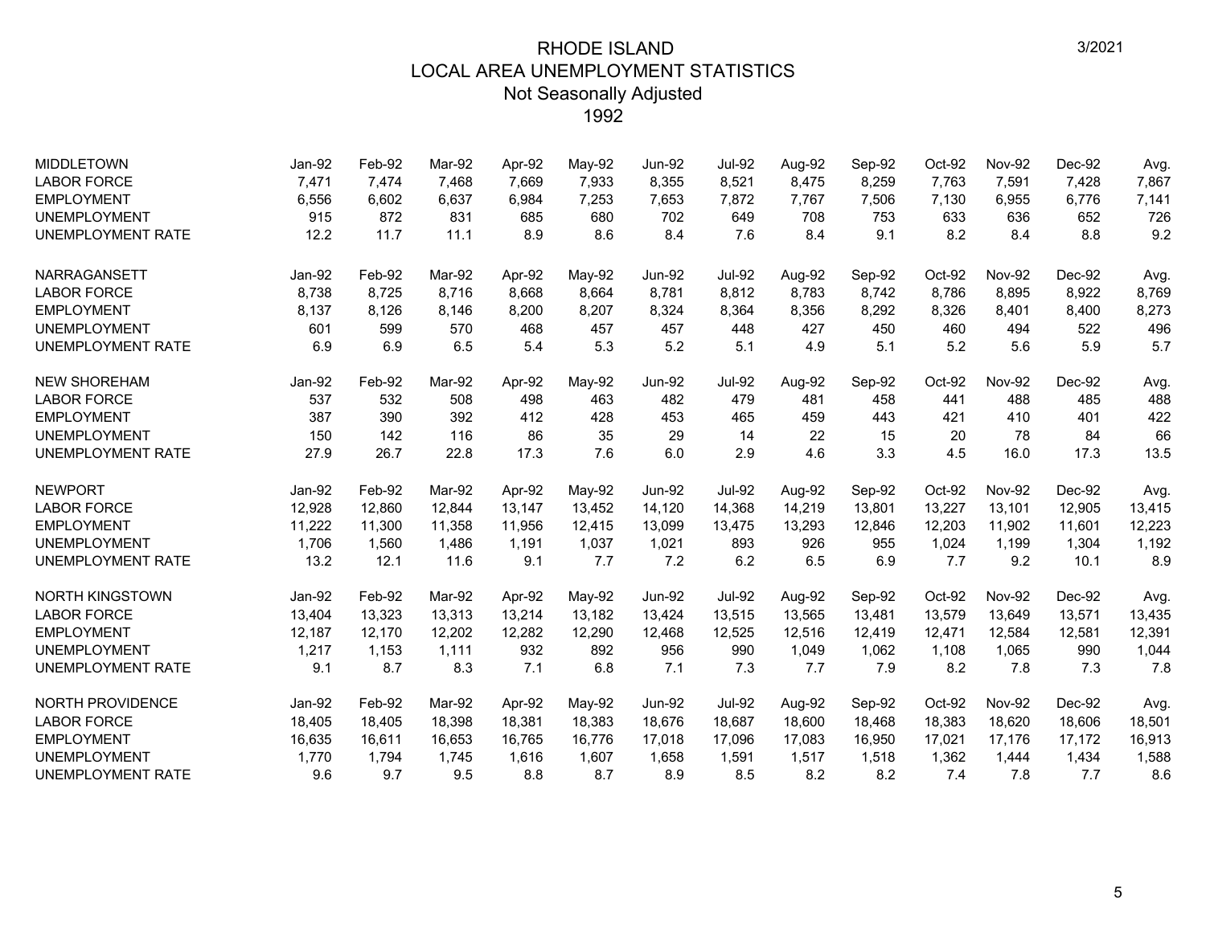# RHODE ISLAND
## LOCAL AREA UNEMPLOYMENT STATISTICS
### Not Seasonally Adjusted
### 1992

3/2021

| MIDDLETOWN | Jan-92 | Feb-92 | Mar-92 | Apr-92 | May-92 | Jun-92 | Jul-92 | Aug-92 | Sep-92 | Oct-92 | Nov-92 | Dec-92 | Avg. |
|---|---|---|---|---|---|---|---|---|---|---|---|---|---|
| LABOR FORCE | 7,471 | 7,474 | 7,468 | 7,669 | 7,933 | 8,355 | 8,521 | 8,475 | 8,259 | 7,763 | 7,591 | 7,428 | 7,867 |
| EMPLOYMENT | 6,556 | 6,602 | 6,637 | 6,984 | 7,253 | 7,653 | 7,872 | 7,767 | 7,506 | 7,130 | 6,955 | 6,776 | 7,141 |
| UNEMPLOYMENT | 915 | 872 | 831 | 685 | 680 | 702 | 649 | 708 | 753 | 633 | 636 | 652 | 726 |
| UNEMPLOYMENT RATE | 12.2 | 11.7 | 11.1 | 8.9 | 8.6 | 8.4 | 7.6 | 8.4 | 9.1 | 8.2 | 8.4 | 8.8 | 9.2 |

| NARRAGANSETT | Jan-92 | Feb-92 | Mar-92 | Apr-92 | May-92 | Jun-92 | Jul-92 | Aug-92 | Sep-92 | Oct-92 | Nov-92 | Dec-92 | Avg. |
|---|---|---|---|---|---|---|---|---|---|---|---|---|---|
| LABOR FORCE | 8,738 | 8,725 | 8,716 | 8,668 | 8,664 | 8,781 | 8,812 | 8,783 | 8,742 | 8,786 | 8,895 | 8,922 | 8,769 |
| EMPLOYMENT | 8,137 | 8,126 | 8,146 | 8,200 | 8,207 | 8,324 | 8,364 | 8,356 | 8,292 | 8,326 | 8,401 | 8,400 | 8,273 |
| UNEMPLOYMENT | 601 | 599 | 570 | 468 | 457 | 457 | 448 | 427 | 450 | 460 | 494 | 522 | 496 |
| UNEMPLOYMENT RATE | 6.9 | 6.9 | 6.5 | 5.4 | 5.3 | 5.2 | 5.1 | 4.9 | 5.1 | 5.2 | 5.6 | 5.9 | 5.7 |

| NEW SHOREHAM | Jan-92 | Feb-92 | Mar-92 | Apr-92 | May-92 | Jun-92 | Jul-92 | Aug-92 | Sep-92 | Oct-92 | Nov-92 | Dec-92 | Avg. |
|---|---|---|---|---|---|---|---|---|---|---|---|---|---|
| LABOR FORCE | 537 | 532 | 508 | 498 | 463 | 482 | 479 | 481 | 458 | 441 | 488 | 485 | 488 |
| EMPLOYMENT | 387 | 390 | 392 | 412 | 428 | 453 | 465 | 459 | 443 | 421 | 410 | 401 | 422 |
| UNEMPLOYMENT | 150 | 142 | 116 | 86 | 35 | 29 | 14 | 22 | 15 | 20 | 78 | 84 | 66 |
| UNEMPLOYMENT RATE | 27.9 | 26.7 | 22.8 | 17.3 | 7.6 | 6.0 | 2.9 | 4.6 | 3.3 | 4.5 | 16.0 | 17.3 | 13.5 |

| NEWPORT | Jan-92 | Feb-92 | Mar-92 | Apr-92 | May-92 | Jun-92 | Jul-92 | Aug-92 | Sep-92 | Oct-92 | Nov-92 | Dec-92 | Avg. |
|---|---|---|---|---|---|---|---|---|---|---|---|---|---|
| LABOR FORCE | 12,928 | 12,860 | 12,844 | 13,147 | 13,452 | 14,120 | 14,368 | 14,219 | 13,801 | 13,227 | 13,101 | 12,905 | 13,415 |
| EMPLOYMENT | 11,222 | 11,300 | 11,358 | 11,956 | 12,415 | 13,099 | 13,475 | 13,293 | 12,846 | 12,203 | 11,902 | 11,601 | 12,223 |
| UNEMPLOYMENT | 1,706 | 1,560 | 1,486 | 1,191 | 1,037 | 1,021 | 893 | 926 | 955 | 1,024 | 1,199 | 1,304 | 1,192 |
| UNEMPLOYMENT RATE | 13.2 | 12.1 | 11.6 | 9.1 | 7.7 | 7.2 | 6.2 | 6.5 | 6.9 | 7.7 | 9.2 | 10.1 | 8.9 |

| NORTH KINGSTOWN | Jan-92 | Feb-92 | Mar-92 | Apr-92 | May-92 | Jun-92 | Jul-92 | Aug-92 | Sep-92 | Oct-92 | Nov-92 | Dec-92 | Avg. |
|---|---|---|---|---|---|---|---|---|---|---|---|---|---|
| LABOR FORCE | 13,404 | 13,323 | 13,313 | 13,214 | 13,182 | 13,424 | 13,515 | 13,565 | 13,481 | 13,579 | 13,649 | 13,571 | 13,435 |
| EMPLOYMENT | 12,187 | 12,170 | 12,202 | 12,282 | 12,290 | 12,468 | 12,525 | 12,516 | 12,419 | 12,471 | 12,584 | 12,581 | 12,391 |
| UNEMPLOYMENT | 1,217 | 1,153 | 1,111 | 932 | 892 | 956 | 990 | 1,049 | 1,062 | 1,108 | 1,065 | 990 | 1,044 |
| UNEMPLOYMENT RATE | 9.1 | 8.7 | 8.3 | 7.1 | 6.8 | 7.1 | 7.3 | 7.7 | 7.9 | 8.2 | 7.8 | 7.3 | 7.8 |

| NORTH PROVIDENCE | Jan-92 | Feb-92 | Mar-92 | Apr-92 | May-92 | Jun-92 | Jul-92 | Aug-92 | Sep-92 | Oct-92 | Nov-92 | Dec-92 | Avg. |
|---|---|---|---|---|---|---|---|---|---|---|---|---|---|
| LABOR FORCE | 18,405 | 18,405 | 18,398 | 18,381 | 18,383 | 18,676 | 18,687 | 18,600 | 18,468 | 18,383 | 18,620 | 18,606 | 18,501 |
| EMPLOYMENT | 16,635 | 16,611 | 16,653 | 16,765 | 16,776 | 17,018 | 17,096 | 17,083 | 16,950 | 17,021 | 17,176 | 17,172 | 16,913 |
| UNEMPLOYMENT | 1,770 | 1,794 | 1,745 | 1,616 | 1,607 | 1,658 | 1,591 | 1,517 | 1,518 | 1,362 | 1,444 | 1,434 | 1,588 |
| UNEMPLOYMENT RATE | 9.6 | 9.7 | 9.5 | 8.8 | 8.7 | 8.9 | 8.5 | 8.2 | 8.2 | 7.4 | 7.8 | 7.7 | 8.6 |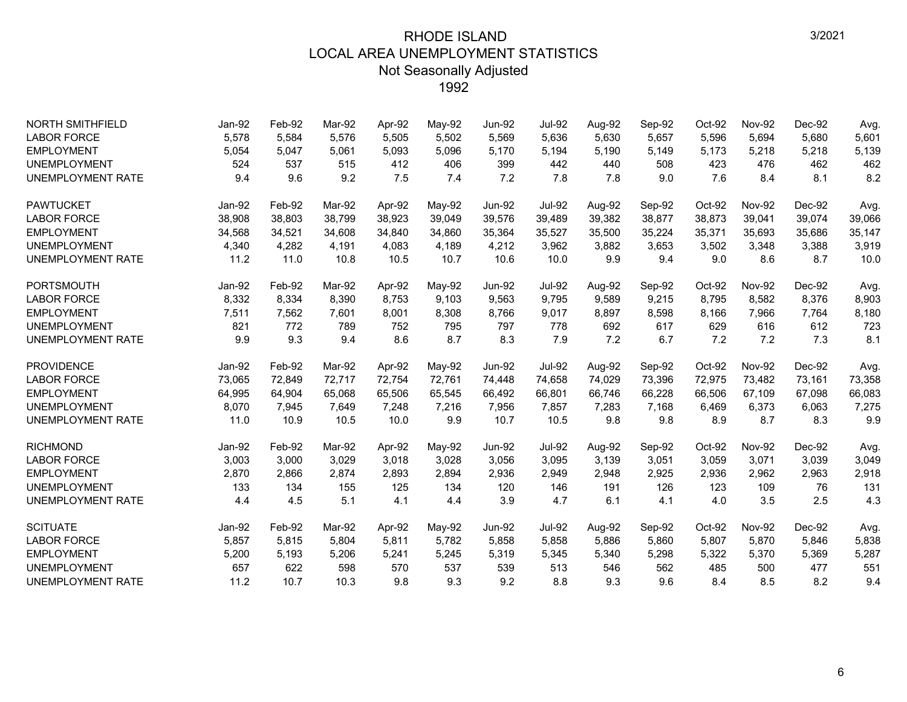# RHODE ISLAND
## LOCAL AREA UNEMPLOYMENT STATISTICS
### Not Seasonally Adjusted
### 1992

3/2021

| NORTH SMITHFIELD | Jan-92 | Feb-92 | Mar-92 | Apr-92 | May-92 | Jun-92 | Jul-92 | Aug-92 | Sep-92 | Oct-92 | Nov-92 | Dec-92 | Avg. |
|---|---|---|---|---|---|---|---|---|---|---|---|---|---|
| LABOR FORCE | 5,578 | 5,584 | 5,576 | 5,505 | 5,502 | 5,569 | 5,636 | 5,630 | 5,657 | 5,596 | 5,694 | 5,680 | 5,601 |
| EMPLOYMENT | 5,054 | 5,047 | 5,061 | 5,093 | 5,096 | 5,170 | 5,194 | 5,190 | 5,149 | 5,173 | 5,218 | 5,218 | 5,139 |
| UNEMPLOYMENT | 524 | 537 | 515 | 412 | 406 | 399 | 442 | 440 | 508 | 423 | 476 | 462 | 462 |
| UNEMPLOYMENT RATE | 9.4 | 9.6 | 9.2 | 7.5 | 7.4 | 7.2 | 7.8 | 7.8 | 9.0 | 7.6 | 8.4 | 8.1 | 8.2 |

| PAWTUCKET | Jan-92 | Feb-92 | Mar-92 | Apr-92 | May-92 | Jun-92 | Jul-92 | Aug-92 | Sep-92 | Oct-92 | Nov-92 | Dec-92 | Avg. |
|---|---|---|---|---|---|---|---|---|---|---|---|---|---|
| LABOR FORCE | 38,908 | 38,803 | 38,799 | 38,923 | 39,049 | 39,576 | 39,489 | 39,382 | 38,877 | 38,873 | 39,041 | 39,074 | 39,066 |
| EMPLOYMENT | 34,568 | 34,521 | 34,608 | 34,840 | 34,860 | 35,364 | 35,527 | 35,500 | 35,224 | 35,371 | 35,693 | 35,686 | 35,147 |
| UNEMPLOYMENT | 4,340 | 4,282 | 4,191 | 4,083 | 4,189 | 4,212 | 3,962 | 3,882 | 3,653 | 3,502 | 3,348 | 3,388 | 3,919 |
| UNEMPLOYMENT RATE | 11.2 | 11.0 | 10.8 | 10.5 | 10.7 | 10.6 | 10.0 | 9.9 | 9.4 | 9.0 | 8.6 | 8.7 | 10.0 |

| PORTSMOUTH | Jan-92 | Feb-92 | Mar-92 | Apr-92 | May-92 | Jun-92 | Jul-92 | Aug-92 | Sep-92 | Oct-92 | Nov-92 | Dec-92 | Avg. |
|---|---|---|---|---|---|---|---|---|---|---|---|---|---|
| LABOR FORCE | 8,332 | 8,334 | 8,390 | 8,753 | 9,103 | 9,563 | 9,795 | 9,589 | 9,215 | 8,795 | 8,582 | 8,376 | 8,903 |
| EMPLOYMENT | 7,511 | 7,562 | 7,601 | 8,001 | 8,308 | 8,766 | 9,017 | 8,897 | 8,598 | 8,166 | 7,966 | 7,764 | 8,180 |
| UNEMPLOYMENT | 821 | 772 | 789 | 752 | 795 | 797 | 778 | 692 | 617 | 629 | 616 | 612 | 723 |
| UNEMPLOYMENT RATE | 9.9 | 9.3 | 9.4 | 8.6 | 8.7 | 8.3 | 7.9 | 7.2 | 6.7 | 7.2 | 7.2 | 7.3 | 8.1 |

| PROVIDENCE | Jan-92 | Feb-92 | Mar-92 | Apr-92 | May-92 | Jun-92 | Jul-92 | Aug-92 | Sep-92 | Oct-92 | Nov-92 | Dec-92 | Avg. |
|---|---|---|---|---|---|---|---|---|---|---|---|---|---|
| LABOR FORCE | 73,065 | 72,849 | 72,717 | 72,754 | 72,761 | 74,448 | 74,658 | 74,029 | 73,396 | 72,975 | 73,482 | 73,161 | 73,358 |
| EMPLOYMENT | 64,995 | 64,904 | 65,068 | 65,506 | 65,545 | 66,492 | 66,801 | 66,746 | 66,228 | 66,506 | 67,109 | 67,098 | 66,083 |
| UNEMPLOYMENT | 8,070 | 7,945 | 7,649 | 7,248 | 7,216 | 7,956 | 7,857 | 7,283 | 7,168 | 6,469 | 6,373 | 6,063 | 7,275 |
| UNEMPLOYMENT RATE | 11.0 | 10.9 | 10.5 | 10.0 | 9.9 | 10.7 | 10.5 | 9.8 | 9.8 | 8.9 | 8.7 | 8.3 | 9.9 |

| RICHMOND | Jan-92 | Feb-92 | Mar-92 | Apr-92 | May-92 | Jun-92 | Jul-92 | Aug-92 | Sep-92 | Oct-92 | Nov-92 | Dec-92 | Avg. |
|---|---|---|---|---|---|---|---|---|---|---|---|---|---|
| LABOR FORCE | 3,003 | 3,000 | 3,029 | 3,018 | 3,028 | 3,056 | 3,095 | 3,139 | 3,051 | 3,059 | 3,071 | 3,039 | 3,049 |
| EMPLOYMENT | 2,870 | 2,866 | 2,874 | 2,893 | 2,894 | 2,936 | 2,949 | 2,948 | 2,925 | 2,936 | 2,962 | 2,963 | 2,918 |
| UNEMPLOYMENT | 133 | 134 | 155 | 125 | 134 | 120 | 146 | 191 | 126 | 123 | 109 | 76 | 131 |
| UNEMPLOYMENT RATE | 4.4 | 4.5 | 5.1 | 4.1 | 4.4 | 3.9 | 4.7 | 6.1 | 4.1 | 4.0 | 3.5 | 2.5 | 4.3 |

| SCITUATE | Jan-92 | Feb-92 | Mar-92 | Apr-92 | May-92 | Jun-92 | Jul-92 | Aug-92 | Sep-92 | Oct-92 | Nov-92 | Dec-92 | Avg. |
|---|---|---|---|---|---|---|---|---|---|---|---|---|---|
| LABOR FORCE | 5,857 | 5,815 | 5,804 | 5,811 | 5,782 | 5,858 | 5,858 | 5,886 | 5,860 | 5,807 | 5,870 | 5,846 | 5,838 |
| EMPLOYMENT | 5,200 | 5,193 | 5,206 | 5,241 | 5,245 | 5,319 | 5,345 | 5,340 | 5,298 | 5,322 | 5,370 | 5,369 | 5,287 |
| UNEMPLOYMENT | 657 | 622 | 598 | 570 | 537 | 539 | 513 | 546 | 562 | 485 | 500 | 477 | 551 |
| UNEMPLOYMENT RATE | 11.2 | 10.7 | 10.3 | 9.8 | 9.3 | 9.2 | 8.8 | 9.3 | 9.6 | 8.4 | 8.5 | 8.2 | 9.4 |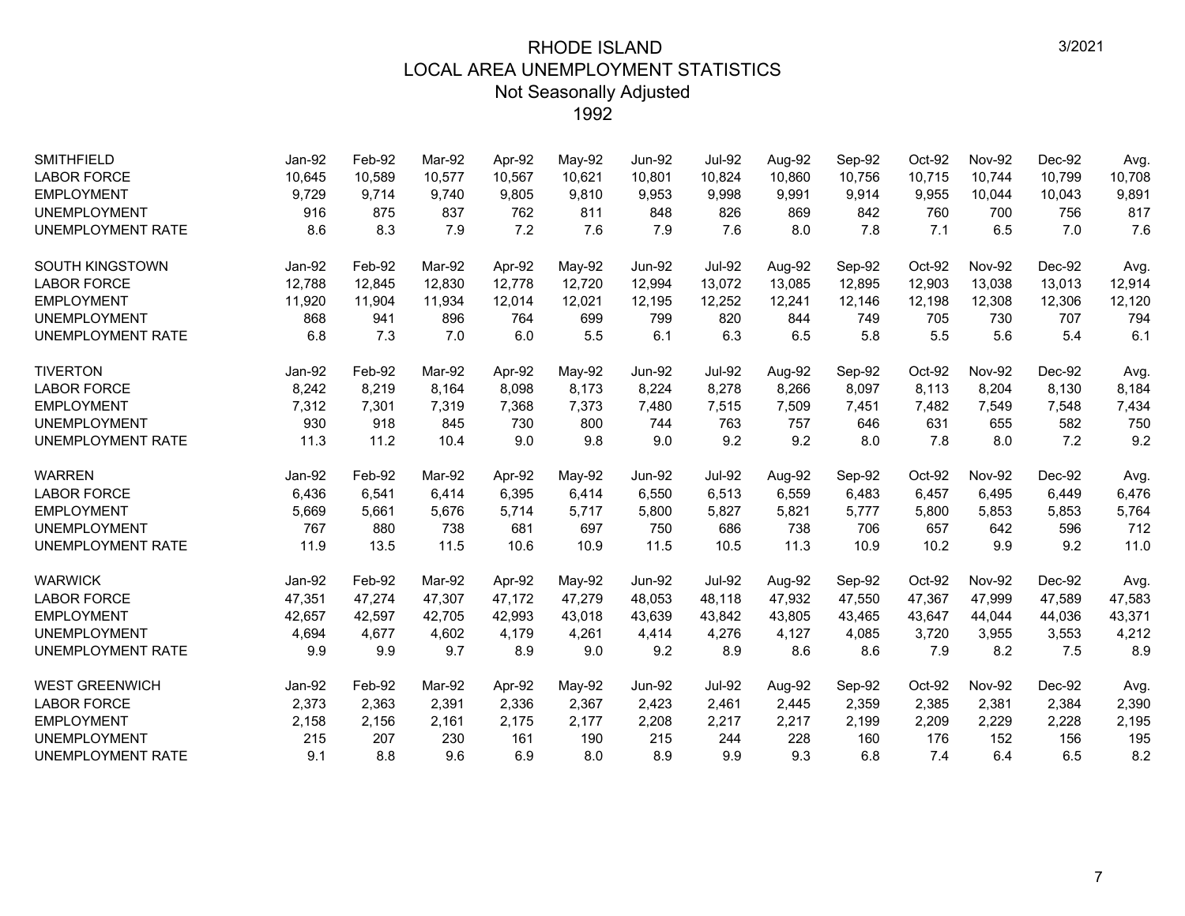# RHODE ISLAND
## LOCAL AREA UNEMPLOYMENT STATISTICS
### Not Seasonally Adjusted
### 1992

3/2021

| SMITHFIELD | Jan-92 | Feb-92 | Mar-92 | Apr-92 | May-92 | Jun-92 | Jul-92 | Aug-92 | Sep-92 | Oct-92 | Nov-92 | Dec-92 | Avg. |
|---|---|---|---|---|---|---|---|---|---|---|---|---|---|
| LABOR FORCE | 10,645 | 10,589 | 10,577 | 10,567 | 10,621 | 10,801 | 10,824 | 10,860 | 10,756 | 10,715 | 10,744 | 10,799 | 10,708 |
| EMPLOYMENT | 9,729 | 9,714 | 9,740 | 9,805 | 9,810 | 9,953 | 9,998 | 9,991 | 9,914 | 9,955 | 10,044 | 10,043 | 9,891 |
| UNEMPLOYMENT | 916 | 875 | 837 | 762 | 811 | 848 | 826 | 869 | 842 | 760 | 700 | 756 | 817 |
| UNEMPLOYMENT RATE | 8.6 | 8.3 | 7.9 | 7.2 | 7.6 | 7.9 | 7.6 | 8.0 | 7.8 | 7.1 | 6.5 | 7.0 | 7.6 |

| SOUTH KINGSTOWN | Jan-92 | Feb-92 | Mar-92 | Apr-92 | May-92 | Jun-92 | Jul-92 | Aug-92 | Sep-92 | Oct-92 | Nov-92 | Dec-92 | Avg. |
|---|---|---|---|---|---|---|---|---|---|---|---|---|---|
| LABOR FORCE | 12,788 | 12,845 | 12,830 | 12,778 | 12,720 | 12,994 | 13,072 | 13,085 | 12,895 | 12,903 | 13,038 | 13,013 | 12,914 |
| EMPLOYMENT | 11,920 | 11,904 | 11,934 | 12,014 | 12,021 | 12,195 | 12,252 | 12,241 | 12,146 | 12,198 | 12,308 | 12,306 | 12,120 |
| UNEMPLOYMENT | 868 | 941 | 896 | 764 | 699 | 799 | 820 | 844 | 749 | 705 | 730 | 707 | 794 |
| UNEMPLOYMENT RATE | 6.8 | 7.3 | 7.0 | 6.0 | 5.5 | 6.1 | 6.3 | 6.5 | 5.8 | 5.5 | 5.6 | 5.4 | 6.1 |

| TIVERTON | Jan-92 | Feb-92 | Mar-92 | Apr-92 | May-92 | Jun-92 | Jul-92 | Aug-92 | Sep-92 | Oct-92 | Nov-92 | Dec-92 | Avg. |
|---|---|---|---|---|---|---|---|---|---|---|---|---|---|
| LABOR FORCE | 8,242 | 8,219 | 8,164 | 8,098 | 8,173 | 8,224 | 8,278 | 8,266 | 8,097 | 8,113 | 8,204 | 8,130 | 8,184 |
| EMPLOYMENT | 7,312 | 7,301 | 7,319 | 7,368 | 7,373 | 7,480 | 7,515 | 7,509 | 7,451 | 7,482 | 7,549 | 7,548 | 7,434 |
| UNEMPLOYMENT | 930 | 918 | 845 | 730 | 800 | 744 | 763 | 757 | 646 | 631 | 655 | 582 | 750 |
| UNEMPLOYMENT RATE | 11.3 | 11.2 | 10.4 | 9.0 | 9.8 | 9.0 | 9.2 | 9.2 | 8.0 | 7.8 | 8.0 | 7.2 | 9.2 |

| WARREN | Jan-92 | Feb-92 | Mar-92 | Apr-92 | May-92 | Jun-92 | Jul-92 | Aug-92 | Sep-92 | Oct-92 | Nov-92 | Dec-92 | Avg. |
|---|---|---|---|---|---|---|---|---|---|---|---|---|---|
| LABOR FORCE | 6,436 | 6,541 | 6,414 | 6,395 | 6,414 | 6,550 | 6,513 | 6,559 | 6,483 | 6,457 | 6,495 | 6,449 | 6,476 |
| EMPLOYMENT | 5,669 | 5,661 | 5,676 | 5,714 | 5,717 | 5,800 | 5,827 | 5,821 | 5,777 | 5,800 | 5,853 | 5,853 | 5,764 |
| UNEMPLOYMENT | 767 | 880 | 738 | 681 | 697 | 750 | 686 | 738 | 706 | 657 | 642 | 596 | 712 |
| UNEMPLOYMENT RATE | 11.9 | 13.5 | 11.5 | 10.6 | 10.9 | 11.5 | 10.5 | 11.3 | 10.9 | 10.2 | 9.9 | 9.2 | 11.0 |

| WARWICK | Jan-92 | Feb-92 | Mar-92 | Apr-92 | May-92 | Jun-92 | Jul-92 | Aug-92 | Sep-92 | Oct-92 | Nov-92 | Dec-92 | Avg. |
|---|---|---|---|---|---|---|---|---|---|---|---|---|---|
| LABOR FORCE | 47,351 | 47,274 | 47,307 | 47,172 | 47,279 | 48,053 | 48,118 | 47,932 | 47,550 | 47,367 | 47,999 | 47,589 | 47,583 |
| EMPLOYMENT | 42,657 | 42,597 | 42,705 | 42,993 | 43,018 | 43,639 | 43,842 | 43,805 | 43,465 | 43,647 | 44,044 | 44,036 | 43,371 |
| UNEMPLOYMENT | 4,694 | 4,677 | 4,602 | 4,179 | 4,261 | 4,414 | 4,276 | 4,127 | 4,085 | 3,720 | 3,955 | 3,553 | 4,212 |
| UNEMPLOYMENT RATE | 9.9 | 9.9 | 9.7 | 8.9 | 9.0 | 9.2 | 8.9 | 8.6 | 8.6 | 7.9 | 8.2 | 7.5 | 8.9 |

| WEST GREENWICH | Jan-92 | Feb-92 | Mar-92 | Apr-92 | May-92 | Jun-92 | Jul-92 | Aug-92 | Sep-92 | Oct-92 | Nov-92 | Dec-92 | Avg. |
|---|---|---|---|---|---|---|---|---|---|---|---|---|---|
| LABOR FORCE | 2,373 | 2,363 | 2,391 | 2,336 | 2,367 | 2,423 | 2,461 | 2,445 | 2,359 | 2,385 | 2,381 | 2,384 | 2,390 |
| EMPLOYMENT | 2,158 | 2,156 | 2,161 | 2,175 | 2,177 | 2,208 | 2,217 | 2,217 | 2,199 | 2,209 | 2,229 | 2,228 | 2,195 |
| UNEMPLOYMENT | 215 | 207 | 230 | 161 | 190 | 215 | 244 | 228 | 160 | 176 | 152 | 156 | 195 |
| UNEMPLOYMENT RATE | 9.1 | 8.8 | 9.6 | 6.9 | 8.0 | 8.9 | 9.9 | 9.3 | 6.8 | 7.4 | 6.4 | 6.5 | 8.2 |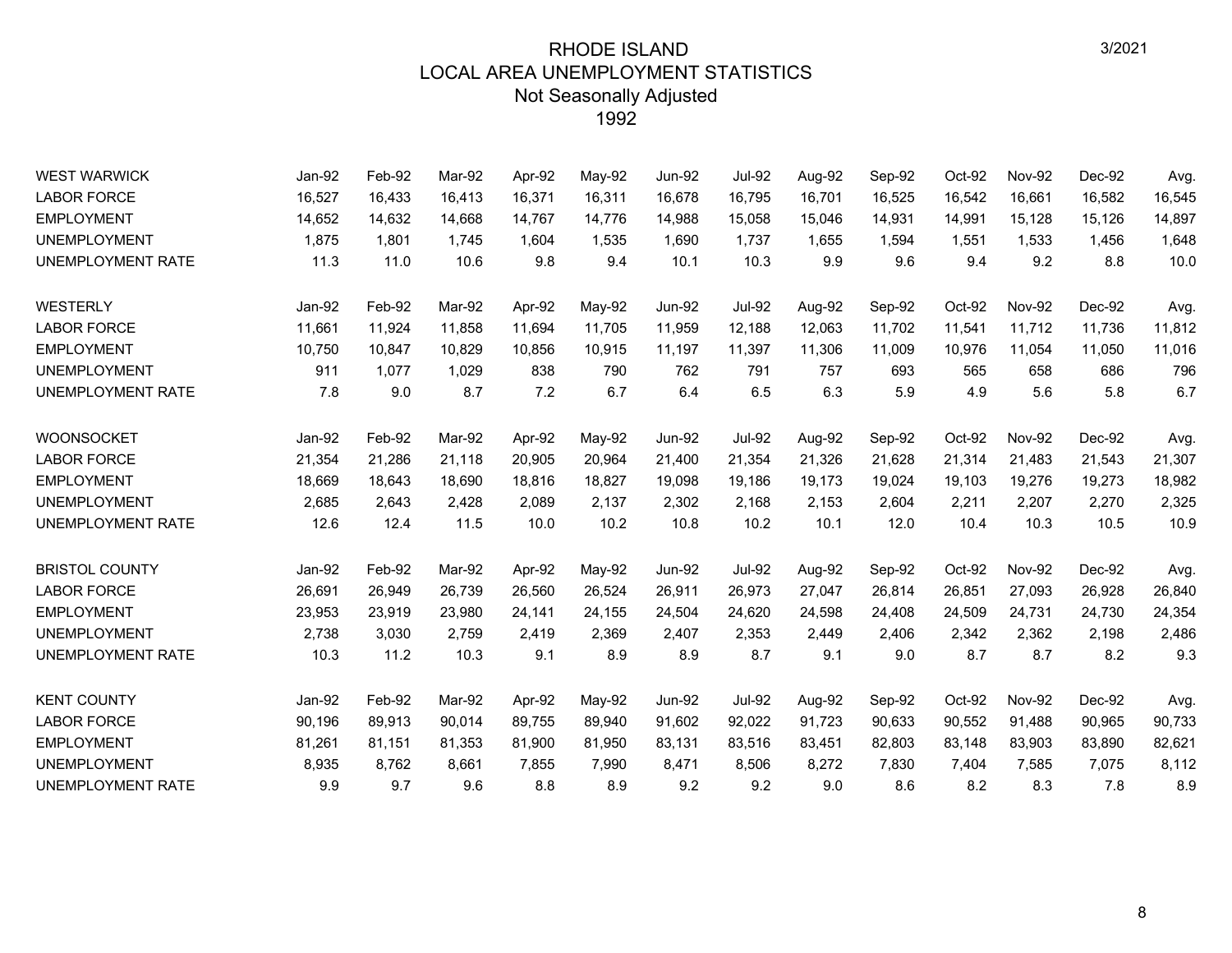# RHODE ISLAND
## LOCAL AREA UNEMPLOYMENT STATISTICS
### Not Seasonally Adjusted
### 1992

3/2021

| WEST WARWICK | Jan-92 | Feb-92 | Mar-92 | Apr-92 | May-92 | Jun-92 | Jul-92 | Aug-92 | Sep-92 | Oct-92 | Nov-92 | Dec-92 | Avg. |
|---|---|---|---|---|---|---|---|---|---|---|---|---|---|
| LABOR FORCE | 16,527 | 16,433 | 16,413 | 16,371 | 16,311 | 16,678 | 16,795 | 16,701 | 16,525 | 16,542 | 16,661 | 16,582 | 16,545 |
| EMPLOYMENT | 14,652 | 14,632 | 14,668 | 14,767 | 14,776 | 14,988 | 15,058 | 15,046 | 14,931 | 14,991 | 15,128 | 15,126 | 14,897 |
| UNEMPLOYMENT | 1,875 | 1,801 | 1,745 | 1,604 | 1,535 | 1,690 | 1,737 | 1,655 | 1,594 | 1,551 | 1,533 | 1,456 | 1,648 |
| UNEMPLOYMENT RATE | 11.3 | 11.0 | 10.6 | 9.8 | 9.4 | 10.1 | 10.3 | 9.9 | 9.6 | 9.4 | 9.2 | 8.8 | 10.0 |

| WESTERLY | Jan-92 | Feb-92 | Mar-92 | Apr-92 | May-92 | Jun-92 | Jul-92 | Aug-92 | Sep-92 | Oct-92 | Nov-92 | Dec-92 | Avg. |
|---|---|---|---|---|---|---|---|---|---|---|---|---|---|
| LABOR FORCE | 11,661 | 11,924 | 11,858 | 11,694 | 11,705 | 11,959 | 12,188 | 12,063 | 11,702 | 11,541 | 11,712 | 11,736 | 11,812 |
| EMPLOYMENT | 10,750 | 10,847 | 10,829 | 10,856 | 10,915 | 11,197 | 11,397 | 11,306 | 11,009 | 10,976 | 11,054 | 11,050 | 11,016 |
| UNEMPLOYMENT | 911 | 1,077 | 1,029 | 838 | 790 | 762 | 791 | 757 | 693 | 565 | 658 | 686 | 796 |
| UNEMPLOYMENT RATE | 7.8 | 9.0 | 8.7 | 7.2 | 6.7 | 6.4 | 6.5 | 6.3 | 5.9 | 4.9 | 5.6 | 5.8 | 6.7 |

| WOONSOCKET | Jan-92 | Feb-92 | Mar-92 | Apr-92 | May-92 | Jun-92 | Jul-92 | Aug-92 | Sep-92 | Oct-92 | Nov-92 | Dec-92 | Avg. |
|---|---|---|---|---|---|---|---|---|---|---|---|---|---|
| LABOR FORCE | 21,354 | 21,286 | 21,118 | 20,905 | 20,964 | 21,400 | 21,354 | 21,326 | 21,628 | 21,314 | 21,483 | 21,543 | 21,307 |
| EMPLOYMENT | 18,669 | 18,643 | 18,690 | 18,816 | 18,827 | 19,098 | 19,186 | 19,173 | 19,024 | 19,103 | 19,276 | 19,273 | 18,982 |
| UNEMPLOYMENT | 2,685 | 2,643 | 2,428 | 2,089 | 2,137 | 2,302 | 2,168 | 2,153 | 2,604 | 2,211 | 2,207 | 2,270 | 2,325 |
| UNEMPLOYMENT RATE | 12.6 | 12.4 | 11.5 | 10.0 | 10.2 | 10.8 | 10.2 | 10.1 | 12.0 | 10.4 | 10.3 | 10.5 | 10.9 |

| BRISTOL COUNTY | Jan-92 | Feb-92 | Mar-92 | Apr-92 | May-92 | Jun-92 | Jul-92 | Aug-92 | Sep-92 | Oct-92 | Nov-92 | Dec-92 | Avg. |
|---|---|---|---|---|---|---|---|---|---|---|---|---|---|
| LABOR FORCE | 26,691 | 26,949 | 26,739 | 26,560 | 26,524 | 26,911 | 26,973 | 27,047 | 26,814 | 26,851 | 27,093 | 26,928 | 26,840 |
| EMPLOYMENT | 23,953 | 23,919 | 23,980 | 24,141 | 24,155 | 24,504 | 24,620 | 24,598 | 24,408 | 24,509 | 24,731 | 24,730 | 24,354 |
| UNEMPLOYMENT | 2,738 | 3,030 | 2,759 | 2,419 | 2,369 | 2,407 | 2,353 | 2,449 | 2,406 | 2,342 | 2,362 | 2,198 | 2,486 |
| UNEMPLOYMENT RATE | 10.3 | 11.2 | 10.3 | 9.1 | 8.9 | 8.9 | 8.7 | 9.1 | 9.0 | 8.7 | 8.7 | 8.2 | 9.3 |

| KENT COUNTY | Jan-92 | Feb-92 | Mar-92 | Apr-92 | May-92 | Jun-92 | Jul-92 | Aug-92 | Sep-92 | Oct-92 | Nov-92 | Dec-92 | Avg. |
|---|---|---|---|---|---|---|---|---|---|---|---|---|---|
| LABOR FORCE | 90,196 | 89,913 | 90,014 | 89,755 | 89,940 | 91,602 | 92,022 | 91,723 | 90,633 | 90,552 | 91,488 | 90,965 | 90,733 |
| EMPLOYMENT | 81,261 | 81,151 | 81,353 | 81,900 | 81,950 | 83,131 | 83,516 | 83,451 | 82,803 | 83,148 | 83,903 | 83,890 | 82,621 |
| UNEMPLOYMENT | 8,935 | 8,762 | 8,661 | 7,855 | 7,990 | 8,471 | 8,506 | 8,272 | 7,830 | 7,404 | 7,585 | 7,075 | 8,112 |
| UNEMPLOYMENT RATE | 9.9 | 9.7 | 9.6 | 8.8 | 8.9 | 9.2 | 9.2 | 9.0 | 8.6 | 8.2 | 8.3 | 7.8 | 8.9 |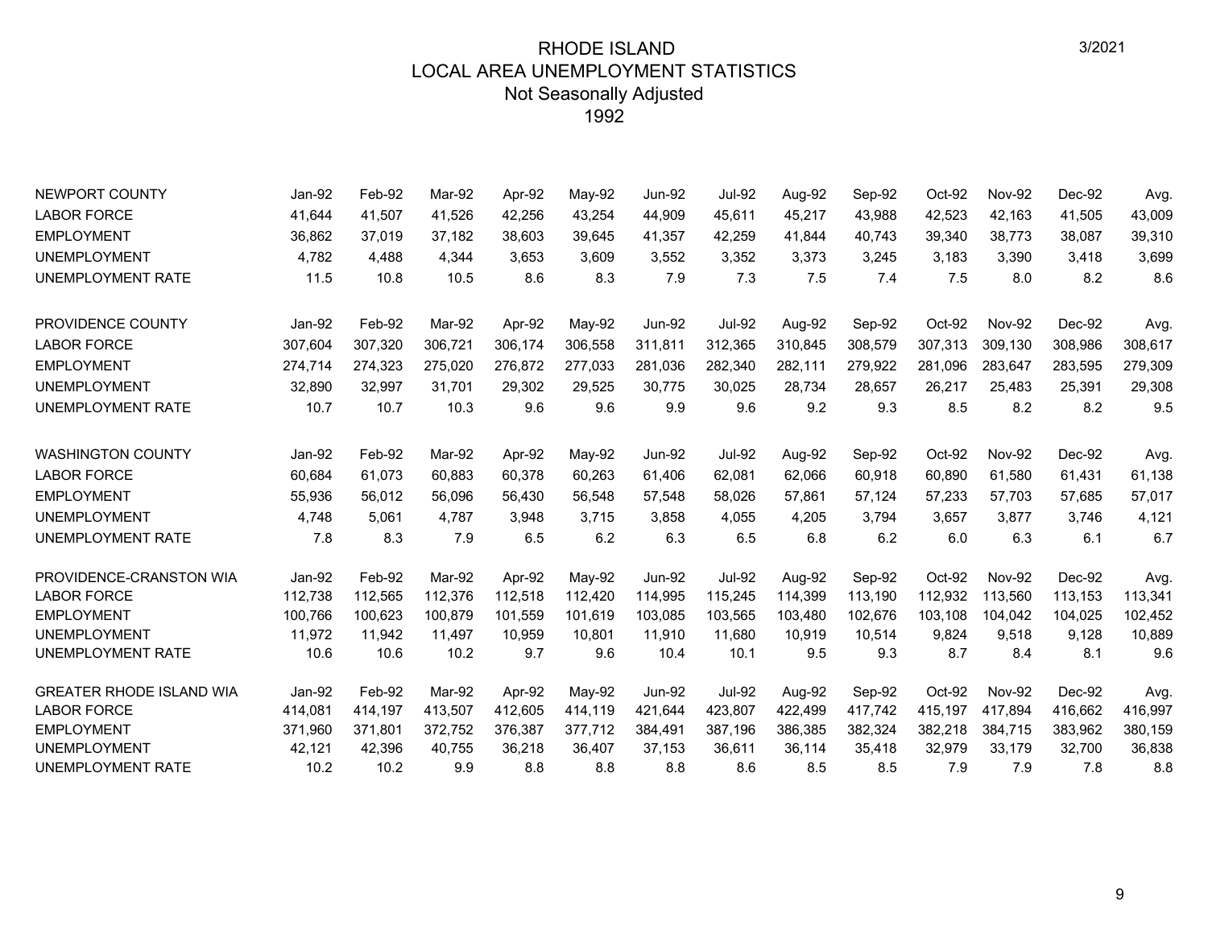# RHODE ISLAND
## LOCAL AREA UNEMPLOYMENT STATISTICS
### Not Seasonally Adjusted
### 1992

3/2021

| NEWPORT COUNTY | Jan-92 | Feb-92 | Mar-92 | Apr-92 | May-92 | Jun-92 | Jul-92 | Aug-92 | Sep-92 | Oct-92 | Nov-92 | Dec-92 | Avg. |
|---|---|---|---|---|---|---|---|---|---|---|---|---|---|
| LABOR FORCE | 41,644 | 41,507 | 41,526 | 42,256 | 43,254 | 44,909 | 45,611 | 45,217 | 43,988 | 42,523 | 42,163 | 41,505 | 43,009 |
| EMPLOYMENT | 36,862 | 37,019 | 37,182 | 38,603 | 39,645 | 41,357 | 42,259 | 41,844 | 40,743 | 39,340 | 38,773 | 38,087 | 39,310 |
| UNEMPLOYMENT | 4,782 | 4,488 | 4,344 | 3,653 | 3,609 | 3,552 | 3,352 | 3,373 | 3,245 | 3,183 | 3,390 | 3,418 | 3,699 |
| UNEMPLOYMENT RATE | 11.5 | 10.8 | 10.5 | 8.6 | 8.3 | 7.9 | 7.3 | 7.5 | 7.4 | 7.5 | 8.0 | 8.2 | 8.6 |

| PROVIDENCE COUNTY | Jan-92 | Feb-92 | Mar-92 | Apr-92 | May-92 | Jun-92 | Jul-92 | Aug-92 | Sep-92 | Oct-92 | Nov-92 | Dec-92 | Avg. |
|---|---|---|---|---|---|---|---|---|---|---|---|---|---|
| LABOR FORCE | 307,604 | 307,320 | 306,721 | 306,174 | 306,558 | 311,811 | 312,365 | 310,845 | 308,579 | 307,313 | 309,130 | 308,986 | 308,617 |
| EMPLOYMENT | 274,714 | 274,323 | 275,020 | 276,872 | 277,033 | 281,036 | 282,340 | 282,111 | 279,922 | 281,096 | 283,647 | 283,595 | 279,309 |
| UNEMPLOYMENT | 32,890 | 32,997 | 31,701 | 29,302 | 29,525 | 30,775 | 30,025 | 28,734 | 28,657 | 26,217 | 25,483 | 25,391 | 29,308 |
| UNEMPLOYMENT RATE | 10.7 | 10.7 | 10.3 | 9.6 | 9.6 | 9.9 | 9.6 | 9.2 | 9.3 | 8.5 | 8.2 | 8.2 | 9.5 |

| WASHINGTON COUNTY | Jan-92 | Feb-92 | Mar-92 | Apr-92 | May-92 | Jun-92 | Jul-92 | Aug-92 | Sep-92 | Oct-92 | Nov-92 | Dec-92 | Avg. |
|---|---|---|---|---|---|---|---|---|---|---|---|---|---|
| LABOR FORCE | 60,684 | 61,073 | 60,883 | 60,378 | 60,263 | 61,406 | 62,081 | 62,066 | 60,918 | 60,890 | 61,580 | 61,431 | 61,138 |
| EMPLOYMENT | 55,936 | 56,012 | 56,096 | 56,430 | 56,548 | 57,548 | 58,026 | 57,861 | 57,124 | 57,233 | 57,703 | 57,685 | 57,017 |
| UNEMPLOYMENT | 4,748 | 5,061 | 4,787 | 3,948 | 3,715 | 3,858 | 4,055 | 4,205 | 3,794 | 3,657 | 3,877 | 3,746 | 4,121 |
| UNEMPLOYMENT RATE | 7.8 | 8.3 | 7.9 | 6.5 | 6.2 | 6.3 | 6.5 | 6.8 | 6.2 | 6.0 | 6.3 | 6.1 | 6.7 |

| PROVIDENCE-CRANSTON WIA | Jan-92 | Feb-92 | Mar-92 | Apr-92 | May-92 | Jun-92 | Jul-92 | Aug-92 | Sep-92 | Oct-92 | Nov-92 | Dec-92 | Avg. |
|---|---|---|---|---|---|---|---|---|---|---|---|---|---|
| LABOR FORCE | 112,738 | 112,565 | 112,376 | 112,518 | 112,420 | 114,995 | 115,245 | 114,399 | 113,190 | 112,932 | 113,560 | 113,153 | 113,341 |
| EMPLOYMENT | 100,766 | 100,623 | 100,879 | 101,559 | 101,619 | 103,085 | 103,565 | 103,480 | 102,676 | 103,108 | 104,042 | 104,025 | 102,452 |
| UNEMPLOYMENT | 11,972 | 11,942 | 11,497 | 10,959 | 10,801 | 11,910 | 11,680 | 10,919 | 10,514 | 9,824 | 9,518 | 9,128 | 10,889 |
| UNEMPLOYMENT RATE | 10.6 | 10.6 | 10.2 | 9.7 | 9.6 | 10.4 | 10.1 | 9.5 | 9.3 | 8.7 | 8.4 | 8.1 | 9.6 |

| GREATER RHODE ISLAND WIA | Jan-92 | Feb-92 | Mar-92 | Apr-92 | May-92 | Jun-92 | Jul-92 | Aug-92 | Sep-92 | Oct-92 | Nov-92 | Dec-92 | Avg. |
|---|---|---|---|---|---|---|---|---|---|---|---|---|---|
| LABOR FORCE | 414,081 | 414,197 | 413,507 | 412,605 | 414,119 | 421,644 | 423,807 | 422,499 | 417,742 | 415,197 | 417,894 | 416,662 | 416,997 |
| EMPLOYMENT | 371,960 | 371,801 | 372,752 | 376,387 | 377,712 | 384,491 | 387,196 | 386,385 | 382,324 | 382,218 | 384,715 | 383,962 | 380,159 |
| UNEMPLOYMENT | 42,121 | 42,396 | 40,755 | 36,218 | 36,407 | 37,153 | 36,611 | 36,114 | 35,418 | 32,979 | 33,179 | 32,700 | 36,838 |
| UNEMPLOYMENT RATE | 10.2 | 10.2 | 9.9 | 8.8 | 8.8 | 8.8 | 8.6 | 8.5 | 8.5 | 7.9 | 7.9 | 7.8 | 8.8 |